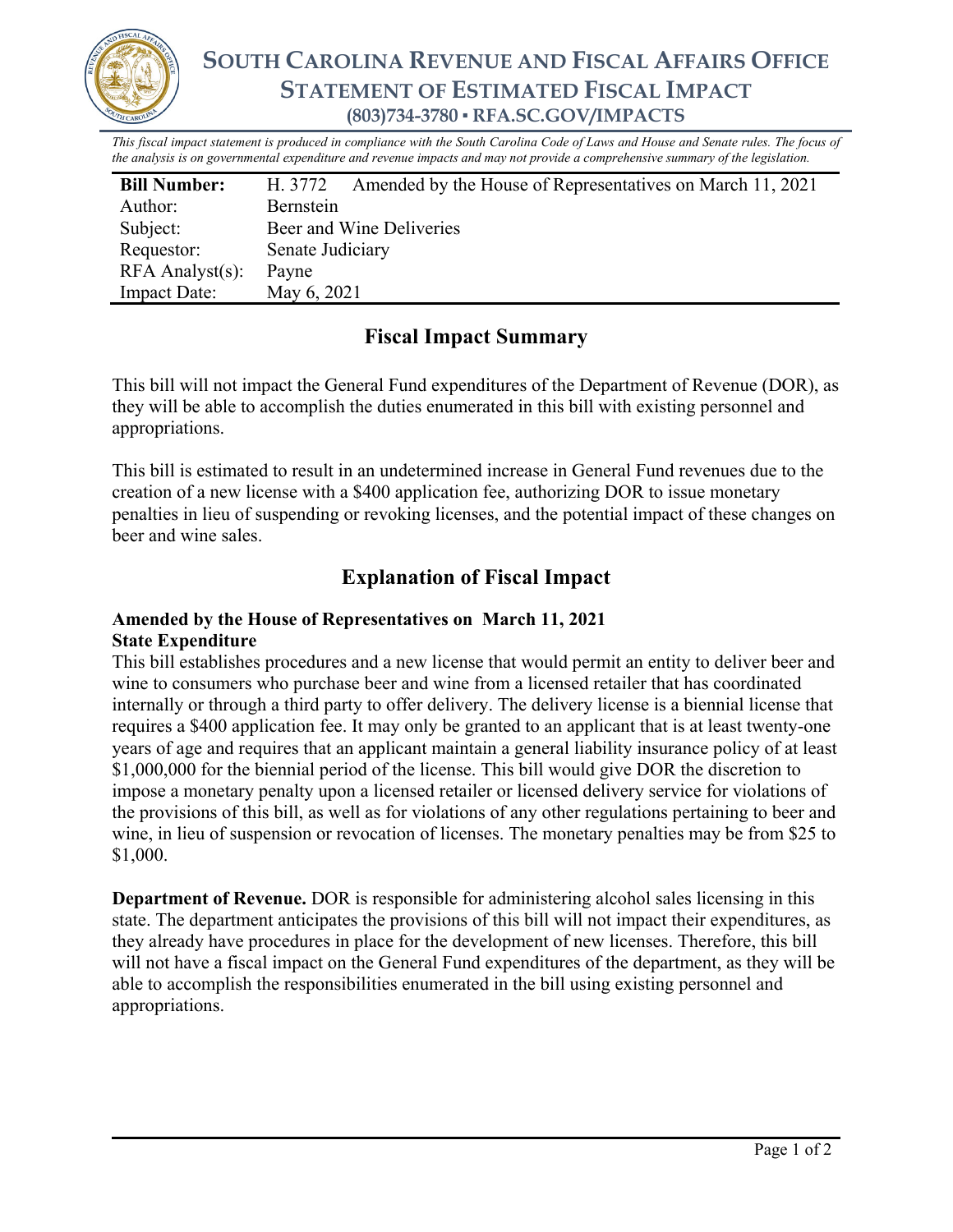# SOUTH CAROLINA REVENUE AND FISCAL AFFAIRS OFFICE
## STATEMENT OF ESTIMATED FISCAL IMPACT
### (803)734-3780 ▪ RFA.SC.GOV/IMPACTS

*This fiscal impact statement is produced in compliance with the South Carolina Code of Laws and House and Senate rules. The focus of the analysis is on governmental expenditure and revenue impacts and may not provide a comprehensive summary of the legislation.*

| **Bill Number:** | H. 3772 Amended by the House of Representatives on March 11, 2021 |
|---|---|
| Author: | Bernstein |
| Subject: | Beer and Wine Deliveries |
| Requestor: | Senate Judiciary |
| RFA Analyst(s): | Payne |
| Impact Date: | May 6, 2021 |

## Fiscal Impact Summary

This bill will not impact the General Fund expenditures of the Department of Revenue (DOR), as they will be able to accomplish the duties enumerated in this bill with existing personnel and appropriations.

This bill is estimated to result in an undetermined increase in General Fund revenues due to the creation of a new license with a $400 application fee, authorizing DOR to issue monetary penalties in lieu of suspending or revoking licenses, and the potential impact of these changes on beer and wine sales.

## Explanation of Fiscal Impact

**Amended by the House of Representatives on March 11, 2021**
**State Expenditure**

This bill establishes procedures and a new license that would permit an entity to deliver beer and wine to consumers who purchase beer and wine from a licensed retailer that has coordinated internally or through a third party to offer delivery. The delivery license is a biennial license that requires a $400 application fee. It may only be granted to an applicant that is at least twenty-one years of age and requires that an applicant maintain a general liability insurance policy of at least $1,000,000 for the biennial period of the license. This bill would give DOR the discretion to impose a monetary penalty upon a licensed retailer or licensed delivery service for violations of the provisions of this bill, as well as for violations of any other regulations pertaining to beer and wine, in lieu of suspension or revocation of licenses. The monetary penalties may be from $25 to $1,000.

**Department of Revenue.** DOR is responsible for administering alcohol sales licensing in this state. The department anticipates the provisions of this bill will not impact their expenditures, as they already have procedures in place for the development of new licenses. Therefore, this bill will not have a fiscal impact on the General Fund expenditures of the department, as they will be able to accomplish the responsibilities enumerated in the bill using existing personnel and appropriations.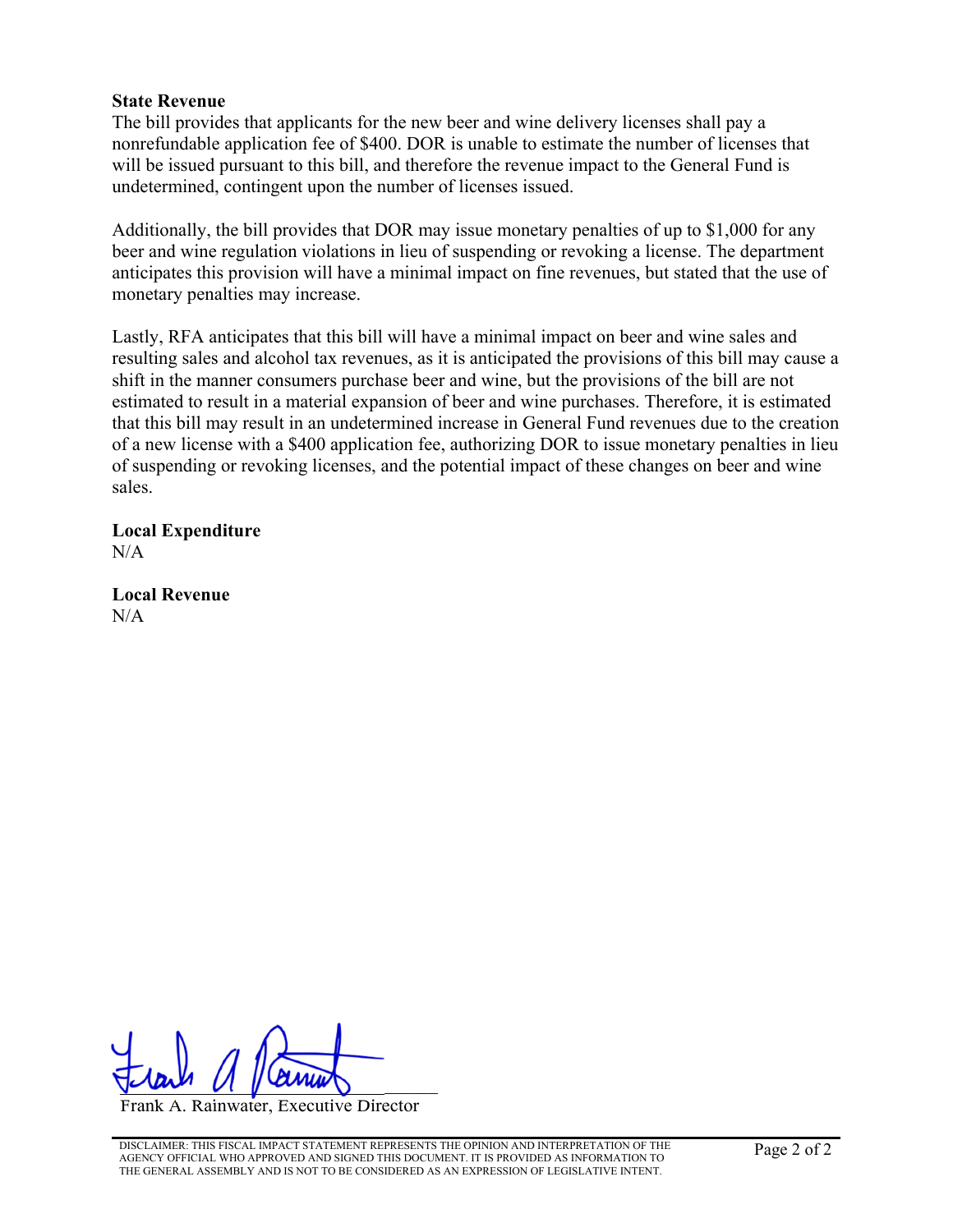**State Revenue**

The bill provides that applicants for the new beer and wine delivery licenses shall pay a nonrefundable application fee of $400. DOR is unable to estimate the number of licenses that will be issued pursuant to this bill, and therefore the revenue impact to the General Fund is undetermined, contingent upon the number of licenses issued.

Additionally, the bill provides that DOR may issue monetary penalties of up to $1,000 for any beer and wine regulation violations in lieu of suspending or revoking a license. The department anticipates this provision will have a minimal impact on fine revenues, but stated that the use of monetary penalties may increase.

Lastly, RFA anticipates that this bill will have a minimal impact on beer and wine sales and resulting sales and alcohol tax revenues, as it is anticipated the provisions of this bill may cause a shift in the manner consumers purchase beer and wine, but the provisions of the bill are not estimated to result in a material expansion of beer and wine purchases. Therefore, it is estimated that this bill may result in an undetermined increase in General Fund revenues due to the creation of a new license with a $400 application fee, authorizing DOR to issue monetary penalties in lieu of suspending or revoking licenses, and the potential impact of these changes on beer and wine sales.

**Local Expenditure**

N/A

**Local Revenue**

N/A

Frank A. Rainwater, Executive Director

DISCLAIMER: THIS FISCAL IMPACT STATEMENT REPRESENTS THE OPINION AND INTERPRETATION OF THE AGENCY OFFICIAL WHO APPROVED AND SIGNED THIS DOCUMENT. IT IS PROVIDED AS INFORMATION TO THE GENERAL ASSEMBLY AND IS NOT TO BE CONSIDERED AS AN EXPRESSION OF LEGISLATIVE INTENT.